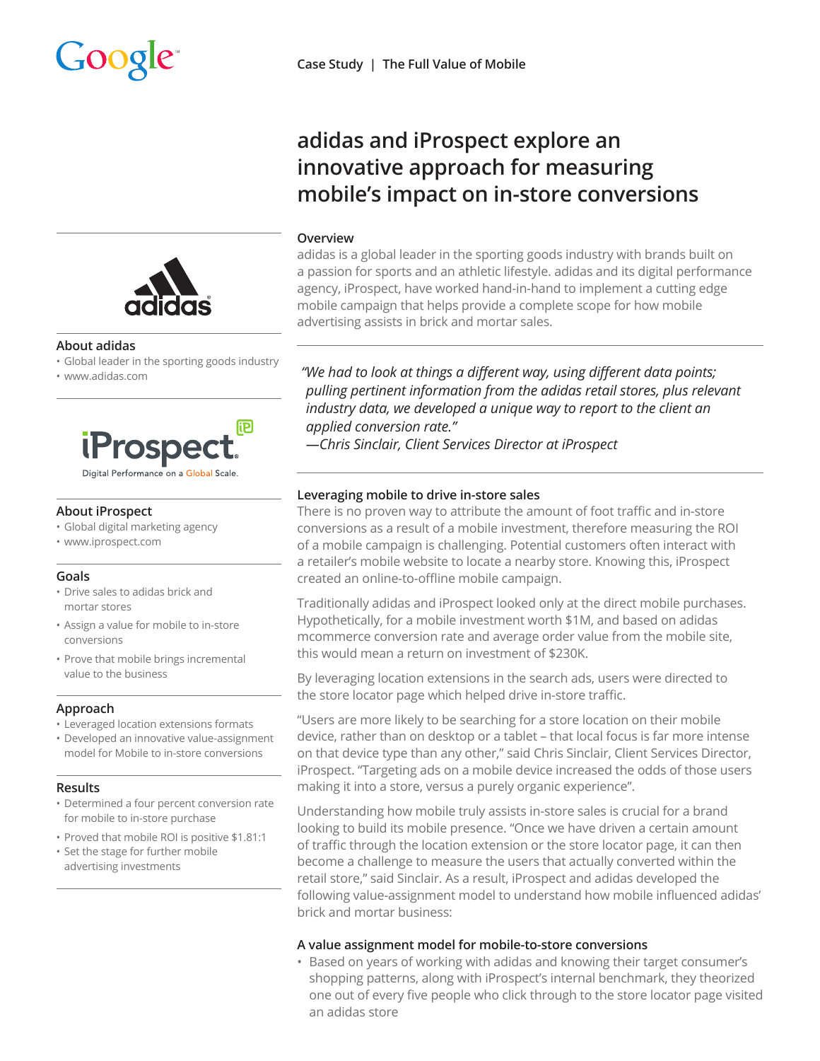Case Study | The Full Value of Mobile

# adidas and iProspect explore an innovative approach for measuring mobile's impact on in-store conversions

## Overview

adidas is a global leader in the sporting goods industry with brands built on a passion for sports and an athletic lifestyle. adidas and its digital performance agency, iProspect, have worked hand-in-hand to implement a cutting edge mobile campaign that helps provide a complete scope for how mobile advertising assists in brick and mortar sales.

*"We had to look at things a different way, using different data points; pulling pertinent information from the adidas retail stores, plus relevant industry data, we developed a unique way to report to the client an applied conversion rate."*
*—Chris Sinclair, Client Services Director at iProspect*

### About adidas

- Global leader in the sporting goods industry
- www.adidas.com

### About iProspect

Digital Performance on a Global Scale.

- Global digital marketing agency
- www.iprospect.com

### Goals

- Drive sales to adidas brick and mortar stores
- Assign a value for mobile to in-store conversions
- Prove that mobile brings incremental value to the business

### Approach

- Leveraged location extensions formats
- Developed an innovative value-assignment model for Mobile to in-store conversions

### Results

- Determined a four percent conversion rate for mobile to in-store purchase
- Proved that mobile ROI is positive $1.81:1
- Set the stage for further mobile advertising investments

## Leveraging mobile to drive in-store sales

There is no proven way to attribute the amount of foot traffic and in-store conversions as a result of a mobile investment, therefore measuring the ROI of a mobile campaign is challenging. Potential customers often interact with a retailer's mobile website to locate a nearby store. Knowing this, iProspect created an online-to-offline mobile campaign.

Traditionally adidas and iProspect looked only at the direct mobile purchases. Hypothetically, for a mobile investment worth $1M, and based on adidas mcommerce conversion rate and average order value from the mobile site, this would mean a return on investment of $230K.

By leveraging location extensions in the search ads, users were directed to the store locator page which helped drive in-store traffic.

"Users are more likely to be searching for a store location on their mobile device, rather than on desktop or a tablet – that local focus is far more intense on that device type than any other," said Chris Sinclair, Client Services Director, iProspect. "Targeting ads on a mobile device increased the odds of those users making it into a store, versus a purely organic experience".

Understanding how mobile truly assists in-store sales is crucial for a brand looking to build its mobile presence. "Once we have driven a certain amount of traffic through the location extension or the store locator page, it can then become a challenge to measure the users that actually converted within the retail store," said Sinclair. As a result, iProspect and adidas developed the following value-assignment model to understand how mobile influenced adidas' brick and mortar business:

## A value assignment model for mobile-to-store conversions

- Based on years of working with adidas and knowing their target consumer's shopping patterns, along with iProspect's internal benchmark, they theorized one out of every five people who click through to the store locator page visited an adidas store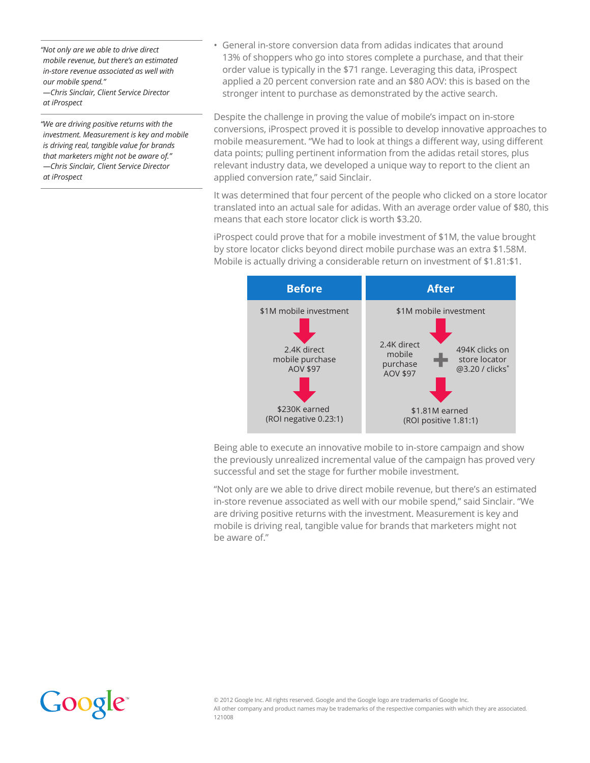*"Not only are we able to drive direct mobile revenue, but there's an estimated in-store revenue associated as well with our mobile spend."*
*—Chris Sinclair, Client Service Director at iProspect*

*"We are driving positive returns with the investment. Measurement is key and mobile is driving real, tangible value for brands that marketers might not be aware of."*
*—Chris Sinclair, Client Service Director at iProspect*

- General in-store conversion data from adidas indicates that around 13% of shoppers who go into stores complete a purchase, and that their order value is typically in the $71 range. Leveraging this data, iProspect applied a 20 percent conversion rate and an $80 AOV: this is based on the stronger intent to purchase as demonstrated by the active search.

Despite the challenge in proving the value of mobile's impact on in-store conversions, iProspect proved it is possible to develop innovative approaches to mobile measurement. "We had to look at things a different way, using different data points; pulling pertinent information from the adidas retail stores, plus relevant industry data, we developed a unique way to report to the client an applied conversion rate," said Sinclair.

It was determined that four percent of the people who clicked on a store locator translated into an actual sale for adidas. With an average order value of $80, this means that each store locator click is worth $3.20.

iProspect could prove that for a mobile investment of $1M, the value brought by store locator clicks beyond direct mobile purchase was an extra $1.58M. Mobile is actually driving a considerable return on investment of $1.81:$1.

**Before**

$1M mobile investment

2.4K direct mobile purchase AOV $97

$230K earned (ROI negative 0.23:1)

**After**

$1M mobile investment

2.4K direct mobile purchase AOV $97 + 494K clicks on store locator @3.20 / clicks*

$1.81M earned (ROI positive 1.81:1)

Being able to execute an innovative mobile to in-store campaign and show the previously unrealized incremental value of the campaign has proved very successful and set the stage for further mobile investment.

"Not only are we able to drive direct mobile revenue, but there's an estimated in-store revenue associated as well with our mobile spend," said Sinclair. "We are driving positive returns with the investment. Measurement is key and mobile is driving real, tangible value for brands that marketers might not be aware of."

Google™

© 2012 Google Inc. All rights reserved. Google and the Google logo are trademarks of Google Inc.
All other company and product names may be trademarks of the respective companies with which they are associated.
121008